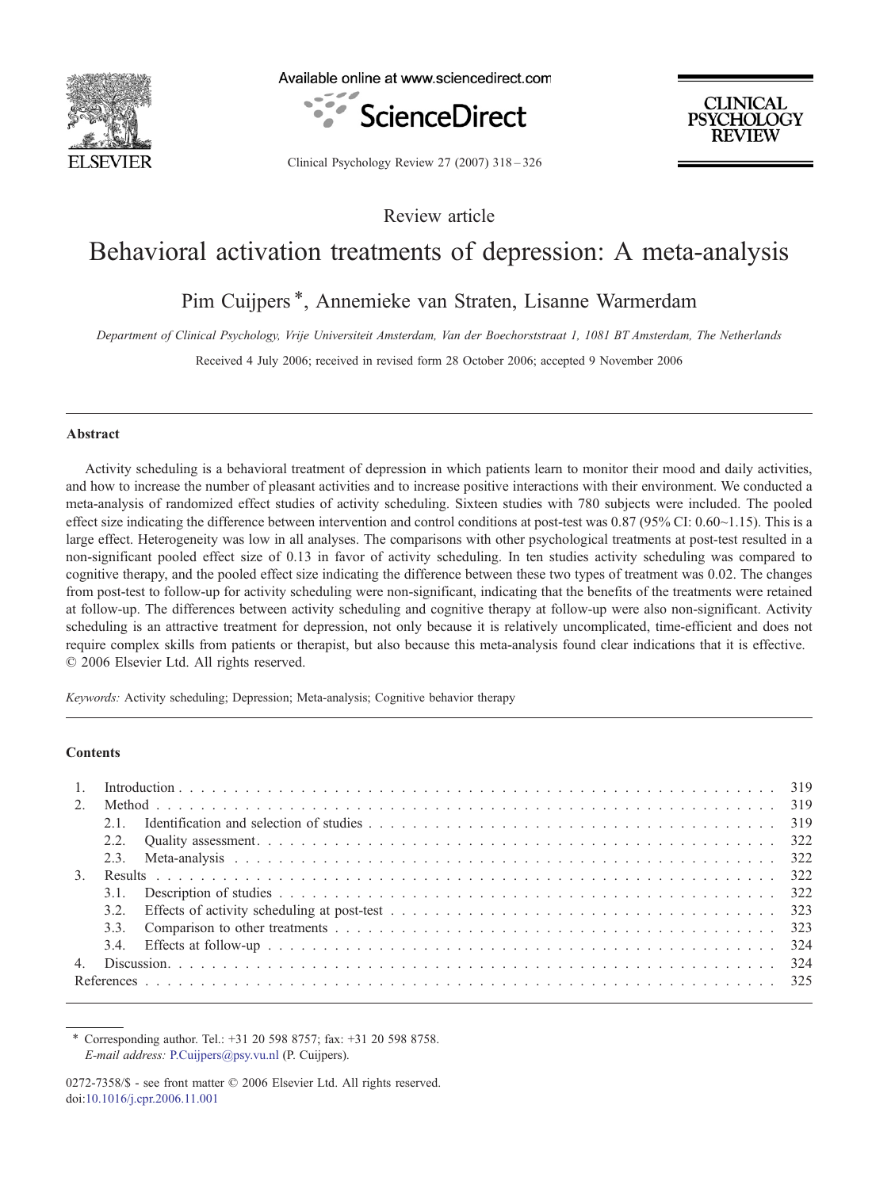Review article

# Behavioral activation treatments of depression: A meta-analysis

Pim Cuijpers *, Annemieke van Straten, Lisanne Warmerdam

*Department of Clinical Psychology, Vrije Universiteit Amsterdam, Van der Boechorststraat 1, 1081 BT Amsterdam, The Netherlands*

Received 4 July 2006; received in revised form 28 October 2006; accepted 9 November 2006

## Abstract

Activity scheduling is a behavioral treatment of depression in which patients learn to monitor their mood and daily activities, and how to increase the number of pleasant activities and to increase positive interactions with their environment. We conducted a meta-analysis of randomized effect studies of activity scheduling. Sixteen studies with 780 subjects were included. The pooled effect size indicating the difference between intervention and control conditions at post-test was 0.87 (95% CI: 0.60~1.15). This is a large effect. Heterogeneity was low in all analyses. The comparisons with other psychological treatments at post-test resulted in a non-significant pooled effect size of 0.13 in favor of activity scheduling. In ten studies activity scheduling was compared to cognitive therapy, and the pooled effect size indicating the difference between these two types of treatment was 0.02. The changes from post-test to follow-up for activity scheduling were non-significant, indicating that the benefits of the treatments were retained at follow-up. The differences between activity scheduling and cognitive therapy at follow-up were also non-significant. Activity scheduling is an attractive treatment for depression, not only because it is relatively uncomplicated, time-efficient and does not require complex skills from patients or therapist, but also because this meta-analysis found clear indications that it is effective.
© 2006 Elsevier Ltd. All rights reserved.

*Keywords:* Activity scheduling; Depression; Meta-analysis; Cognitive behavior therapy

## Contents

1. Introduction . . . 319
2. Method . . . 319
   - 2.1. Identification and selection of studies . . . 319
   - 2.2. Quality assessment . . . 322
   - 2.3. Meta-analysis . . . 322
3. Results . . . 322
   - 3.1. Description of studies . . . 322
   - 3.2. Effects of activity scheduling at post-test . . . 323
   - 3.3. Comparison to other treatments . . . 323
   - 3.4. Effects at follow-up . . . 324
4. Discussion . . . 324

References . . . 325

---

* Corresponding author. Tel.: +31 20 598 8757; fax: +31 20 598 8758.
*E-mail address:* P.Cuijpers@psy.vu.nl (P. Cuijpers).

0272-7358/$ - see front matter © 2006 Elsevier Ltd. All rights reserved.
doi:10.1016/j.cpr.2006.11.001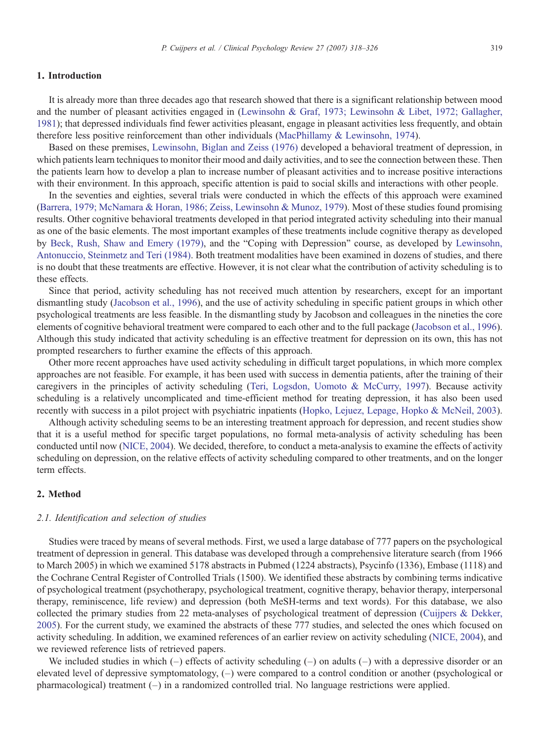## 1. Introduction

It is already more than three decades ago that research showed that there is a significant relationship between mood and the number of pleasant activities engaged in (Lewinsohn & Graf, 1973; Lewinsohn & Libet, 1972; Gallagher, 1981); that depressed individuals find fewer activities pleasant, engage in pleasant activities less frequently, and obtain therefore less positive reinforcement than other individuals (MacPhillamy & Lewinsohn, 1974).

Based on these premises, Lewinsohn, Biglan and Zeiss (1976) developed a behavioral treatment of depression, in which patients learn techniques to monitor their mood and daily activities, and to see the connection between these. Then the patients learn how to develop a plan to increase number of pleasant activities and to increase positive interactions with their environment. In this approach, specific attention is paid to social skills and interactions with other people.

In the seventies and eighties, several trials were conducted in which the effects of this approach were examined (Barrera, 1979; McNamara & Horan, 1986; Zeiss, Lewinsohn & Munoz, 1979). Most of these studies found promising results. Other cognitive behavioral treatments developed in that period integrated activity scheduling into their manual as one of the basic elements. The most important examples of these treatments include cognitive therapy as developed by Beck, Rush, Shaw and Emery (1979), and the "Coping with Depression" course, as developed by Lewinsohn, Antonuccio, Steinmetz and Teri (1984). Both treatment modalities have been examined in dozens of studies, and there is no doubt that these treatments are effective. However, it is not clear what the contribution of activity scheduling is to these effects.

Since that period, activity scheduling has not received much attention by researchers, except for an important dismantling study (Jacobson et al., 1996), and the use of activity scheduling in specific patient groups in which other psychological treatments are less feasible. In the dismantling study by Jacobson and colleagues in the nineties the core elements of cognitive behavioral treatment were compared to each other and to the full package (Jacobson et al., 1996). Although this study indicated that activity scheduling is an effective treatment for depression on its own, this has not prompted researchers to further examine the effects of this approach.

Other more recent approaches have used activity scheduling in difficult target populations, in which more complex approaches are not feasible. For example, it has been used with success in dementia patients, after the training of their caregivers in the principles of activity scheduling (Teri, Logsdon, Uomoto & McCurry, 1997). Because activity scheduling is a relatively uncomplicated and time-efficient method for treating depression, it has also been used recently with success in a pilot project with psychiatric inpatients (Hopko, Lejuez, Lepage, Hopko & McNeil, 2003).

Although activity scheduling seems to be an interesting treatment approach for depression, and recent studies show that it is a useful method for specific target populations, no formal meta-analysis of activity scheduling has been conducted until now (NICE, 2004). We decided, therefore, to conduct a meta-analysis to examine the effects of activity scheduling on depression, on the relative effects of activity scheduling compared to other treatments, and on the longer term effects.

## 2. Method

### 2.1. Identification and selection of studies

Studies were traced by means of several methods. First, we used a large database of 777 papers on the psychological treatment of depression in general. This database was developed through a comprehensive literature search (from 1966 to March 2005) in which we examined 5178 abstracts in Pubmed (1224 abstracts), Psycinfo (1336), Embase (1118) and the Cochrane Central Register of Controlled Trials (1500). We identified these abstracts by combining terms indicative of psychological treatment (psychotherapy, psychological treatment, cognitive therapy, behavior therapy, interpersonal therapy, reminiscence, life review) and depression (both MeSH-terms and text words). For this database, we also collected the primary studies from 22 meta-analyses of psychological treatment of depression (Cuijpers & Dekker, 2005). For the current study, we examined the abstracts of these 777 studies, and selected the ones which focused on activity scheduling. In addition, we examined references of an earlier review on activity scheduling (NICE, 2004), and we reviewed reference lists of retrieved papers.

We included studies in which (–) effects of activity scheduling (–) on adults (–) with a depressive disorder or an elevated level of depressive symptomatology, (–) were compared to a control condition or another (psychological or pharmacological) treatment (–) in a randomized controlled trial. No language restrictions were applied.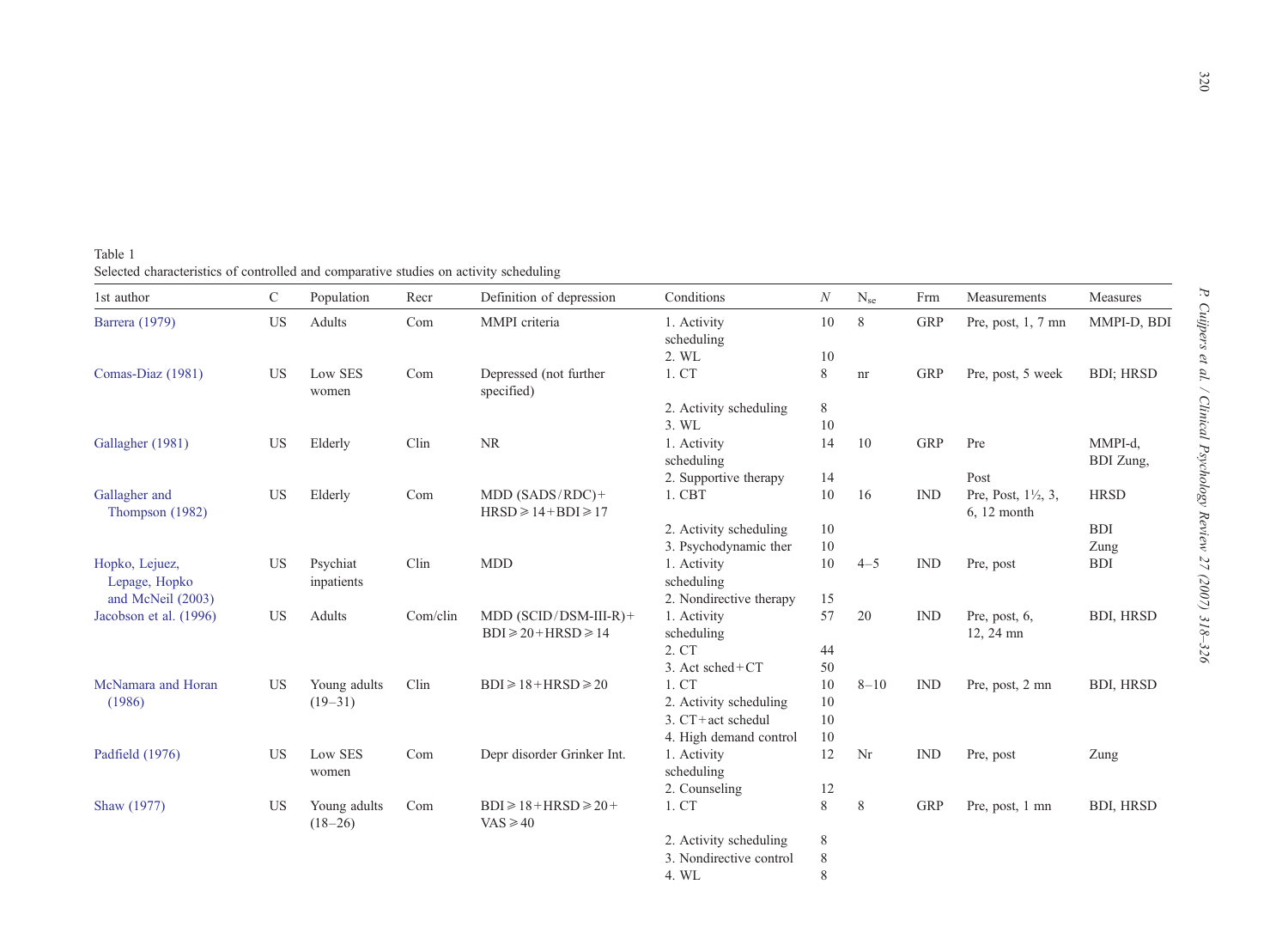Table 1
Selected characteristics of controlled and comparative studies on activity scheduling

| 1st author | C | Population | Recr | Definition of depression | Conditions | $N$ | $N_{se}$ | Frm | Measurements | Measures |
|---|---|---|---|---|---|---|---|---|---|---|
| Barrera (1979) | US | Adults | Com | MMPI criteria | 1. Activity scheduling | 10 | 8 | GRP | Pre, post, 1, 7 mn | MMPI-D, BDI |
| | | | | | 2. WL | 10 | | | | |
| Comas-Diaz (1981) | US | Low SES women | Com | Depressed (not further specified) | 1. CT | 8 | nr | GRP | Pre, post, 5 week | BDI; HRSD |
| | | | | | 2. Activity scheduling | 8 | | | | |
| | | | | | 3. WL | 10 | | | | |
| Gallagher (1981) | US | Elderly | Clin | NR | 1. Activity scheduling | 14 | 10 | GRP | Pre | MMPI-d, BDI Zung, |
| | | | | | 2. Supportive therapy | 14 | | | Post | |
| Gallagher and Thompson (1982) | US | Elderly | Com | MDD (SADS/RDC)+ HRSD ≥ 14 + BDI ≥ 17 | 1. CBT | 10 | 16 | IND | Pre, Post, 1½, 3, 6, 12 month | HRSD |
| | | | | | 2. Activity scheduling | 10 | | | | BDI |
| | | | | | 3. Psychodynamic ther | 10 | | | | Zung |
| Hopko, Lejuez, Lepage, Hopko and McNeil (2003) | US | Psychiat inpatients | Clin | MDD | 1. Activity scheduling | 10 | 4–5 | IND | Pre, post | BDI |
| | | | | | 2. Nondirective therapy | 15 | | | | |
| Jacobson et al. (1996) | US | Adults | Com/clin | MDD (SCID/DSM-III-R)+ BDI ≥ 20 + HRSD ≥ 14 | 1. Activity scheduling | 57 | 20 | IND | Pre, post, 6, 12, 24 mn | BDI, HRSD |
| | | | | | 2. CT | 44 | | | | |
| | | | | | 3. Act sched + CT | 50 | | | | |
| McNamara and Horan (1986) | US | Young adults (19–31) | Clin | BDI ≥ 18 + HRSD ≥ 20 | 1. CT | 10 | 8–10 | IND | Pre, post, 2 mn | BDI, HRSD |
| | | | | | 2. Activity scheduling | 10 | | | | |
| | | | | | 3. CT + act schedul | 10 | | | | |
| | | | | | 4. High demand control | 10 | | | | |
| Padfield (1976) | US | Low SES women | Com | Depr disorder Grinker Int. | 1. Activity scheduling | 12 | Nr | IND | Pre, post | Zung |
| | | | | | 2. Counseling | 12 | | | | |
| Shaw (1977) | US | Young adults (18–26) | Com | BDI ≥ 18 + HRSD ≥ 20 + VAS ≥ 40 | 1. CT | 8 | 8 | GRP | Pre, post, 1 mn | BDI, HRSD |
| | | | | | 2. Activity scheduling | 8 | | | | |
| | | | | | 3. Nondirective control | 8 | | | | |
| | | | | | 4. WL | 8 | | | | |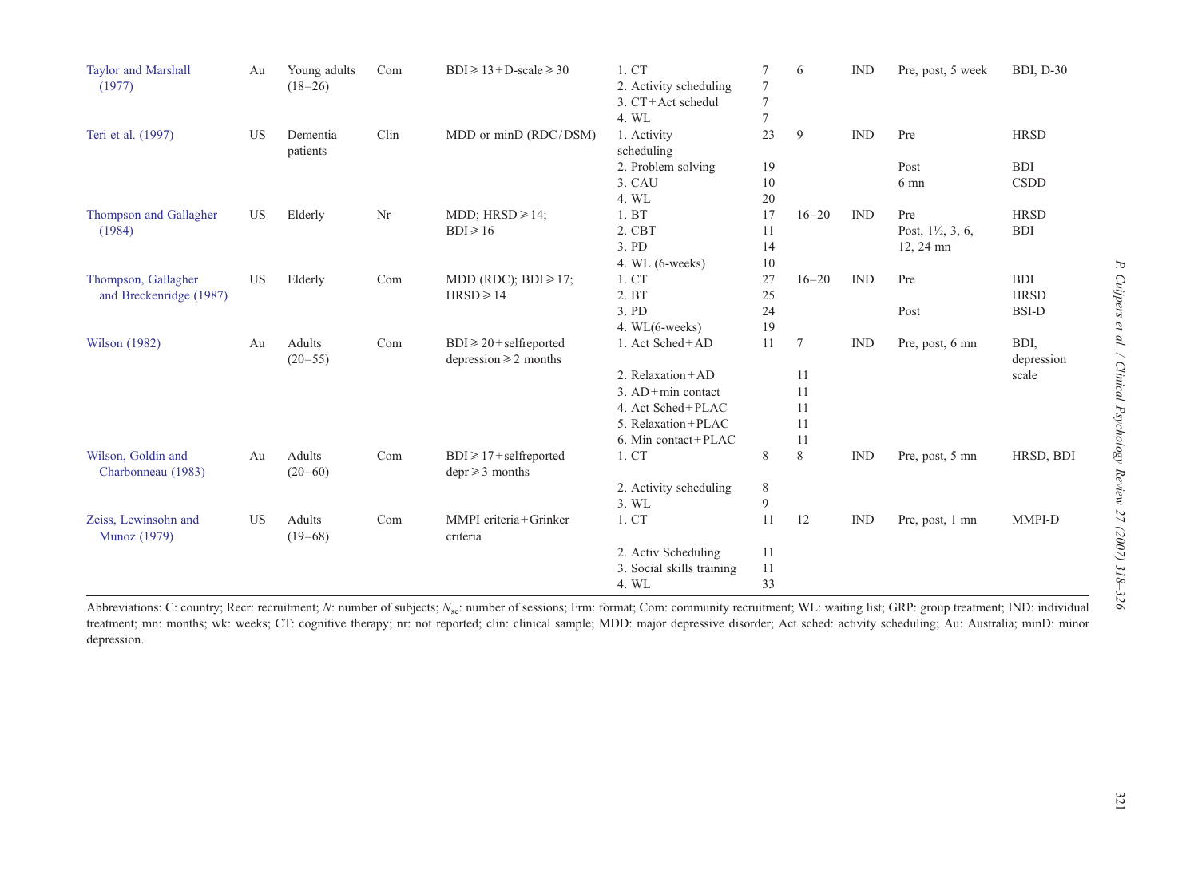| | | | | | | | | | | |
|---|---|---|---|---|---|---|---|---|---|---|
| Taylor and Marshall (1977) | Au | Young adults (18–26) | Com | BDI ≥ 13 + D-scale ≥ 30 | 1. CT | 7 | 6 | IND | Pre, post, 5 week | BDI, D-30 |
| | | | | | 2. Activity scheduling | 7 | | | | |
| | | | | | 3. CT + Act schedul | 7 | | | | |
| | | | | | 4. WL | 7 | | | | |
| Teri et al. (1997) | US | Dementia patients | Clin | MDD or minD (RDC/DSM) | 1. Activity scheduling | 23 | 9 | IND | Pre | HRSD |
| | | | | | 2. Problem solving | 19 | | | Post | BDI |
| | | | | | 3. CAU | 10 | | | 6 mn | CSDD |
| | | | | | 4. WL | 20 | | | | |
| Thompson and Gallagher (1984) | US | Elderly | Nr | MDD; HRSD ≥ 14; BDI ≥ 16 | 1. BT | 17 | 16–20 | IND | Pre | HRSD |
| | | | | | 2. CBT | 11 | | | Post, 1½, 3, 6, 12, 24 mn | BDI |
| | | | | | 3. PD | 14 | | | | |
| | | | | | 4. WL (6-weeks) | 10 | | | | |
| Thompson, Gallagher and Breckenridge (1987) | US | Elderly | Com | MDD (RDC); BDI ≥ 17; HRSD ≥ 14 | 1. CT | 27 | 16–20 | IND | Pre | BDI |
| | | | | | 2. BT | 25 | | | | HRSD |
| | | | | | 3. PD | 24 | | | Post | BSI-D |
| | | | | | 4. WL(6-weeks) | 19 | | | | |
| Wilson (1982) | Au | Adults (20–55) | Com | BDI ≥ 20 + selfreported depression ≥ 2 months | 1. Act Sched + AD | 11 | 7 | IND | Pre, post, 6 mn | BDI, depression scale |
| | | | | | 2. Relaxation + AD | | 11 | | | |
| | | | | | 3. AD + min contact | | 11 | | | |
| | | | | | 4. Act Sched + PLAC | | 11 | | | |
| | | | | | 5. Relaxation + PLAC | | 11 | | | |
| | | | | | 6. Min contact + PLAC | | 11 | | | |
| Wilson, Goldin and Charbonneau (1983) | Au | Adults (20–60) | Com | BDI ≥ 17 + selfreported depr ≥ 3 months | 1. CT | 8 | 8 | IND | Pre, post, 5 mn | HRSD, BDI |
| | | | | | 2. Activity scheduling | 8 | | | | |
| | | | | | 3. WL | 9 | | | | |
| Zeiss, Lewinsohn and Munoz (1979) | US | Adults (19–68) | Com | MMPI criteria + Grinker criteria | 1. CT | 11 | 12 | IND | Pre, post, 1 mn | MMPI-D |
| | | | | | 2. Activ Scheduling | 11 | | | | |
| | | | | | 3. Social skills training | 11 | | | | |
| | | | | | 4. WL | 33 | | | | |

Abbreviations: C: country; Recr: recruitment; *N*: number of subjects; $N_{se}$: number of sessions; Frm: format; Com: community recruitment; WL: waiting list; GRP: group treatment; IND: individual treatment; mn: months; wk: weeks; CT: cognitive therapy; nr: not reported; clin: clinical sample; MDD: major depressive disorder; Act sched: activity scheduling; Au: Australia; minD: minor depression.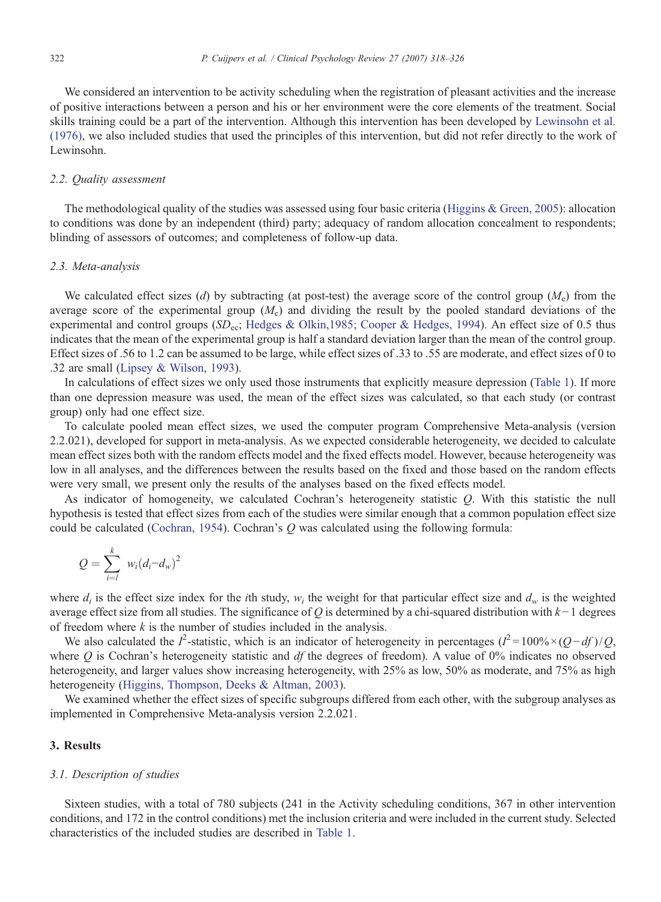We considered an intervention to be activity scheduling when the registration of pleasant activities and the increase of positive interactions between a person and his or her environment were the core elements of the treatment. Social skills training could be a part of the intervention. Although this intervention has been developed by Lewinsohn et al. (1976), we also included studies that used the principles of this intervention, but did not refer directly to the work of Lewinsohn.

### 2.2. Quality assessment

The methodological quality of the studies was assessed using four basic criteria (Higgins & Green, 2005): allocation to conditions was done by an independent (third) party; adequacy of random allocation concealment to respondents; blinding of assessors of outcomes; and completeness of follow-up data.

### 2.3. Meta-analysis

We calculated effect sizes (*d*) by subtracting (at post-test) the average score of the control group ($M_e$) from the average score of the experimental group ($M_c$) and dividing the result by the pooled standard deviations of the experimental and control groups ($SD_{ec}$; Hedges & Olkin,1985; Cooper & Hedges, 1994). An effect size of 0.5 thus indicates that the mean of the experimental group is half a standard deviation larger than the mean of the control group. Effect sizes of .56 to 1.2 can be assumed to be large, while effect sizes of .33 to .55 are moderate, and effect sizes of 0 to .32 are small (Lipsey & Wilson, 1993).

In calculations of effect sizes we only used those instruments that explicitly measure depression (Table 1). If more than one depression measure was used, the mean of the effect sizes was calculated, so that each study (or contrast group) only had one effect size.

To calculate pooled mean effect sizes, we used the computer program Comprehensive Meta-analysis (version 2.2.021), developed for support in meta-analysis. As we expected considerable heterogeneity, we decided to calculate mean effect sizes both with the random effects model and the fixed effects model. However, because heterogeneity was low in all analyses, and the differences between the results based on the fixed and those based on the random effects were very small, we present only the results of the analyses based on the fixed effects model.

As indicator of homogeneity, we calculated Cochran's heterogeneity statistic *Q*. With this statistic the null hypothesis is tested that effect sizes from each of the studies were similar enough that a common population effect size could be calculated (Cochran, 1954). Cochran's *Q* was calculated using the following formula:

$$Q = \sum_{i=l}^{k} w_i(d_i - d_w)^2$$

where $d_i$ is the effect size index for the *i*th study, $w_i$ the weight for that particular effect size and $d_w$ is the weighted average effect size from all studies. The significance of *Q* is determined by a chi-squared distribution with $k-1$ degrees of freedom where *k* is the number of studies included in the analysis.

We also calculated the $I^2$-statistic, which is an indicator of heterogeneity in percentages ($I^2 = 100\% \times (Q - df)/Q$, where *Q* is Cochran's heterogeneity statistic and *df* the degrees of freedom). A value of 0% indicates no observed heterogeneity, and larger values show increasing heterogeneity, with 25% as low, 50% as moderate, and 75% as high heterogeneity (Higgins, Thompson, Deeks & Altman, 2003).

We examined whether the effect sizes of specific subgroups differed from each other, with the subgroup analyses as implemented in Comprehensive Meta-analysis version 2.2.021.

## 3. Results

### 3.1. Description of studies

Sixteen studies, with a total of 780 subjects (241 in the Activity scheduling conditions, 367 in other intervention conditions, and 172 in the control conditions) met the inclusion criteria and were included in the current study. Selected characteristics of the included studies are described in Table 1.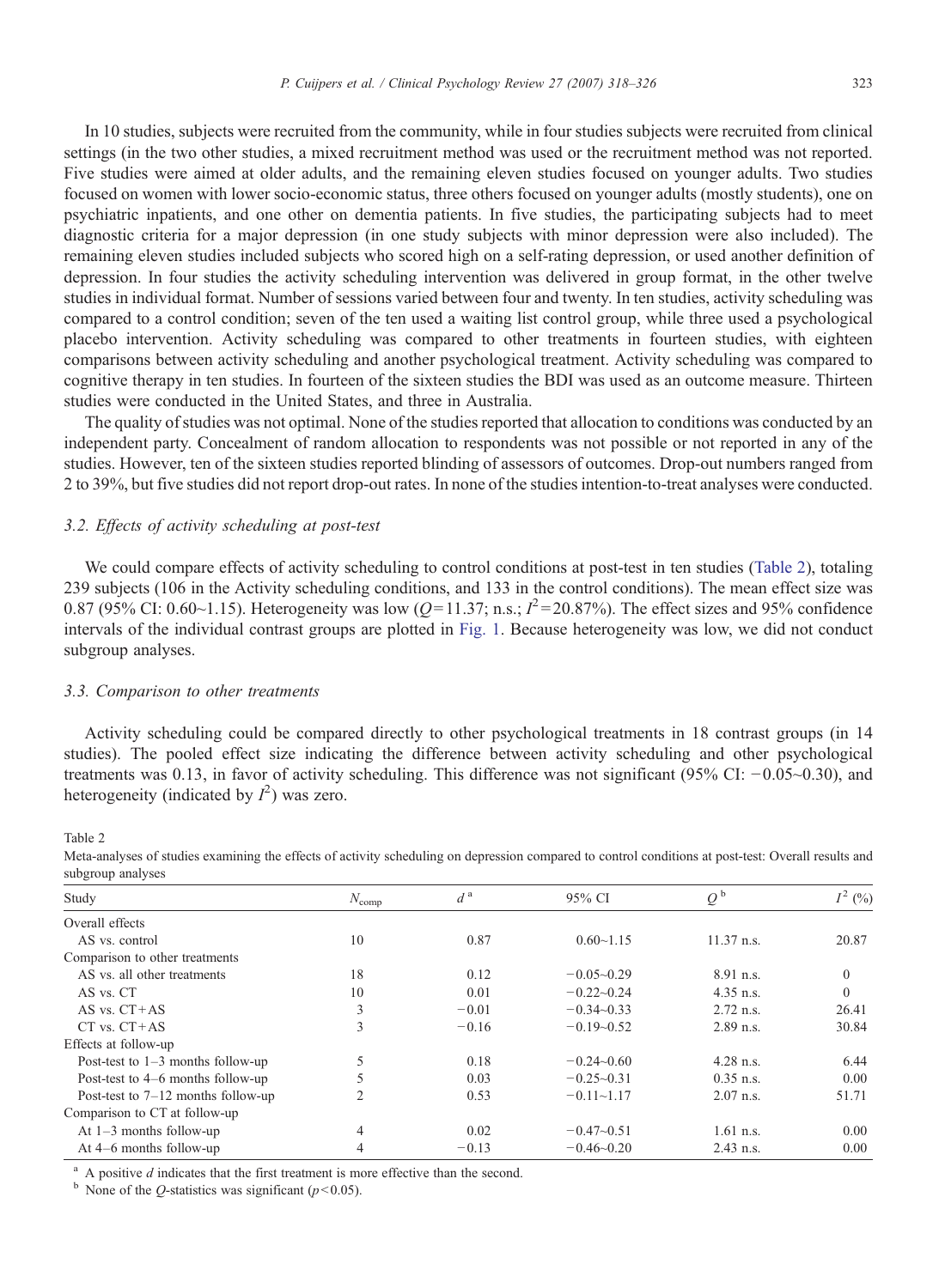In 10 studies, subjects were recruited from the community, while in four studies subjects were recruited from clinical settings (in the two other studies, a mixed recruitment method was used or the recruitment method was not reported. Five studies were aimed at older adults, and the remaining eleven studies focused on younger adults. Two studies focused on women with lower socio-economic status, three others focused on younger adults (mostly students), one on psychiatric inpatients, and one other on dementia patients. In five studies, the participating subjects had to meet diagnostic criteria for a major depression (in one study subjects with minor depression were also included). The remaining eleven studies included subjects who scored high on a self-rating depression, or used another definition of depression. In four studies the activity scheduling intervention was delivered in group format, in the other twelve studies in individual format. Number of sessions varied between four and twenty. In ten studies, activity scheduling was compared to a control condition; seven of the ten used a waiting list control group, while three used a psychological placebo intervention. Activity scheduling was compared to other treatments in fourteen studies, with eighteen comparisons between activity scheduling and another psychological treatment. Activity scheduling was compared to cognitive therapy in ten studies. In fourteen of the sixteen studies the BDI was used as an outcome measure. Thirteen studies were conducted in the United States, and three in Australia.

The quality of studies was not optimal. None of the studies reported that allocation to conditions was conducted by an independent party. Concealment of random allocation to respondents was not possible or not reported in any of the studies. However, ten of the sixteen studies reported blinding of assessors of outcomes. Drop-out numbers ranged from 2 to 39%, but five studies did not report drop-out rates. In none of the studies intention-to-treat analyses were conducted.

### 3.2. Effects of activity scheduling at post-test

We could compare effects of activity scheduling to control conditions at post-test in ten studies (Table 2), totaling 239 subjects (106 in the Activity scheduling conditions, and 133 in the control conditions). The mean effect size was 0.87 (95% CI: 0.60~1.15). Heterogeneity was low ($Q=11.37$; n.s.; $I^2=20.87\%$). The effect sizes and 95% confidence intervals of the individual contrast groups are plotted in Fig. 1. Because heterogeneity was low, we did not conduct subgroup analyses.

### 3.3. Comparison to other treatments

Activity scheduling could be compared directly to other psychological treatments in 18 contrast groups (in 14 studies). The pooled effect size indicating the difference between activity scheduling and other psychological treatments was 0.13, in favor of activity scheduling. This difference was not significant (95% CI: −0.05~0.30), and heterogeneity (indicated by $I^2$) was zero.

Table 2

Meta-analyses of studies examining the effects of activity scheduling on depression compared to control conditions at post-test: Overall results and subgroup analyses

| Study | $N_{comp}$ | $d$ [a] | 95% CI | $Q$ [b] | $I^2$ (%) |
|---|---|---|---|---|---|
| Overall effects | | | | | |
| AS vs. control | 10 | 0.87 | 0.60~1.15 | 11.37 n.s. | 20.87 |
| Comparison to other treatments | | | | | |
| AS vs. all other treatments | 18 | 0.12 | −0.05~0.29 | 8.91 n.s. | 0 |
| AS vs. CT | 10 | 0.01 | −0.22~0.24 | 4.35 n.s. | 0 |
| AS vs. CT+AS | 3 | −0.01 | −0.34~0.33 | 2.72 n.s. | 26.41 |
| CT vs. CT+AS | 3 | −0.16 | −0.19~0.52 | 2.89 n.s. | 30.84 |
| Effects at follow-up | | | | | |
| Post-test to 1–3 months follow-up | 5 | 0.18 | −0.24~0.60 | 4.28 n.s. | 6.44 |
| Post-test to 4–6 months follow-up | 5 | 0.03 | −0.25~0.31 | 0.35 n.s. | 0.00 |
| Post-test to 7–12 months follow-up | 2 | 0.53 | −0.11~1.17 | 2.07 n.s. | 51.71 |
| Comparison to CT at follow-up | | | | | |
| At 1–3 months follow-up | 4 | 0.02 | −0.47~0.51 | 1.61 n.s. | 0.00 |
| At 4–6 months follow-up | 4 | −0.13 | −0.46~0.20 | 2.43 n.s. | 0.00 |

[a] A positive $d$ indicates that the first treatment is more effective than the second.

[b] None of the $Q$-statistics was significant ($p<0.05$).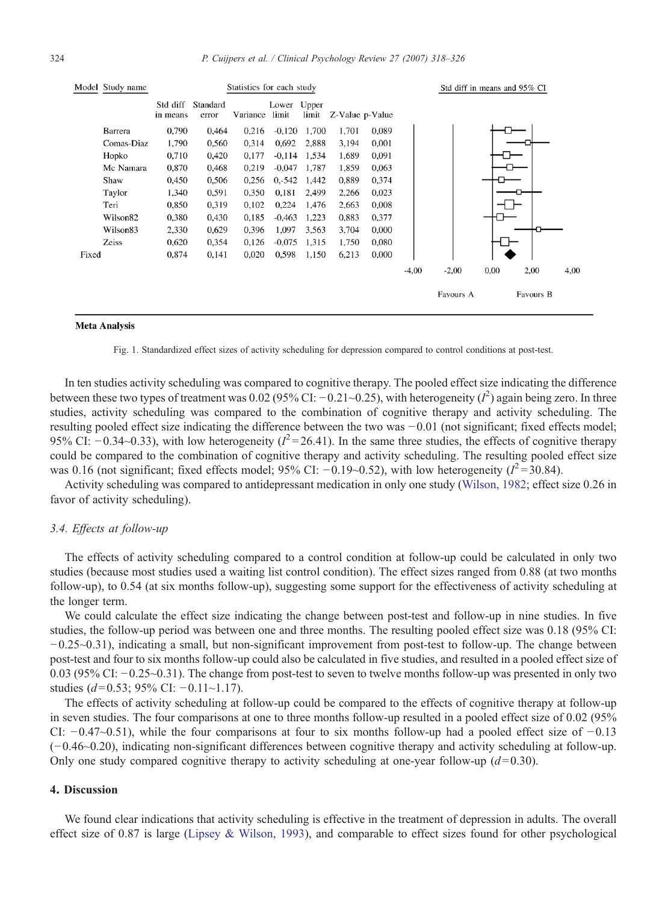| Model | Study name | Std diff in means | Standard error | Variance | Lower limit | Upper limit | Z-Value | p-Value |
|---|---|---|---|---|---|---|---|---|
| | Barrera | 0,790 | 0,464 | 0,216 | -0,120 | 1,700 | 1,701 | 0,089 |
| | Comas-Diaz | 1,790 | 0,560 | 0,314 | 0,692 | 2,888 | 3,194 | 0,001 |
| | Hopko | 0,710 | 0,420 | 0,177 | -0,114 | 1,534 | 1,689 | 0,091 |
| | Mc Namara | 0,870 | 0,468 | 0,219 | -0,047 | 1,787 | 1,859 | 0,063 |
| | Shaw | 0,450 | 0,506 | 0,256 | 0,-542 | 1,442 | 0,889 | 0,374 |
| | Taylor | 1,340 | 0,591 | 0,350 | 0,181 | 2,499 | 2,266 | 0,023 |
| | Teri | 0,850 | 0,319 | 0,102 | 0,224 | 1,476 | 2,663 | 0,008 |
| | Wilson82 | 0,380 | 0,430 | 0,185 | -0,463 | 1,223 | 0,883 | 0,377 |
| | Wilson83 | 2,330 | 0,629 | 0,396 | 1,097 | 3,563 | 3,704 | 0,000 |
| | Zeiss | 0,620 | 0,354 | 0,126 | -0,075 | 1,315 | 1,750 | 0,080 |
| Fixed | | 0,874 | 0,141 | 0,020 | 0,598 | 1,150 | 6,213 | 0,000 |

Std diff in means and 95% CI: -4,00 — -2,00 — 0,00 — 2,00 — 4,00 (Favours A / Favours B)

**Meta Analysis**

Fig. 1. Standardized effect sizes of activity scheduling for depression compared to control conditions at post-test.

In ten studies activity scheduling was compared to cognitive therapy. The pooled effect size indicating the difference between these two types of treatment was 0.02 (95% CI: −0.21~0.25), with heterogeneity ($I^2$) again being zero. In three studies, activity scheduling was compared to the combination of cognitive therapy and activity scheduling. The resulting pooled effect size indicating the difference between the two was −0.01 (not significant; fixed effects model; 95% CI: −0.34~0.33), with low heterogeneity ($I^2=26.41$). In the same three studies, the effects of cognitive therapy could be compared to the combination of cognitive therapy and activity scheduling. The resulting pooled effect size was 0.16 (not significant; fixed effects model; 95% CI: −0.19~0.52), with low heterogeneity ($I^2=30.84$).

Activity scheduling was compared to antidepressant medication in only one study (Wilson, 1982; effect size 0.26 in favor of activity scheduling).

### 3.4. Effects at follow-up

The effects of activity scheduling compared to a control condition at follow-up could be calculated in only two studies (because most studies used a waiting list control condition). The effect sizes ranged from 0.88 (at two months follow-up), to 0.54 (at six months follow-up), suggesting some support for the effectiveness of activity scheduling at the longer term.

We could calculate the effect size indicating the change between post-test and follow-up in nine studies. In five studies, the follow-up period was between one and three months. The resulting pooled effect size was 0.18 (95% CI: −0.25~0.31), indicating a small, but non-significant improvement from post-test to follow-up. The change between post-test and four to six months follow-up could also be calculated in five studies, and resulted in a pooled effect size of 0.03 (95% CI: −0.25~0.31). The change from post-test to seven to twelve months follow-up was presented in only two studies ($d=0.53$; 95% CI: −0.11~1.17).

The effects of activity scheduling at follow-up could be compared to the effects of cognitive therapy at follow-up in seven studies. The four comparisons at one to three months follow-up resulted in a pooled effect size of 0.02 (95% CI: −0.47~0.51), while the four comparisons at four to six months follow-up had a pooled effect size of −0.13 (−0.46~0.20), indicating non-significant differences between cognitive therapy and activity scheduling at follow-up. Only one study compared cognitive therapy to activity scheduling at one-year follow-up ($d=0.30$).

## 4. Discussion

We found clear indications that activity scheduling is effective in the treatment of depression in adults. The overall effect size of 0.87 is large (Lipsey & Wilson, 1993), and comparable to effect sizes found for other psychological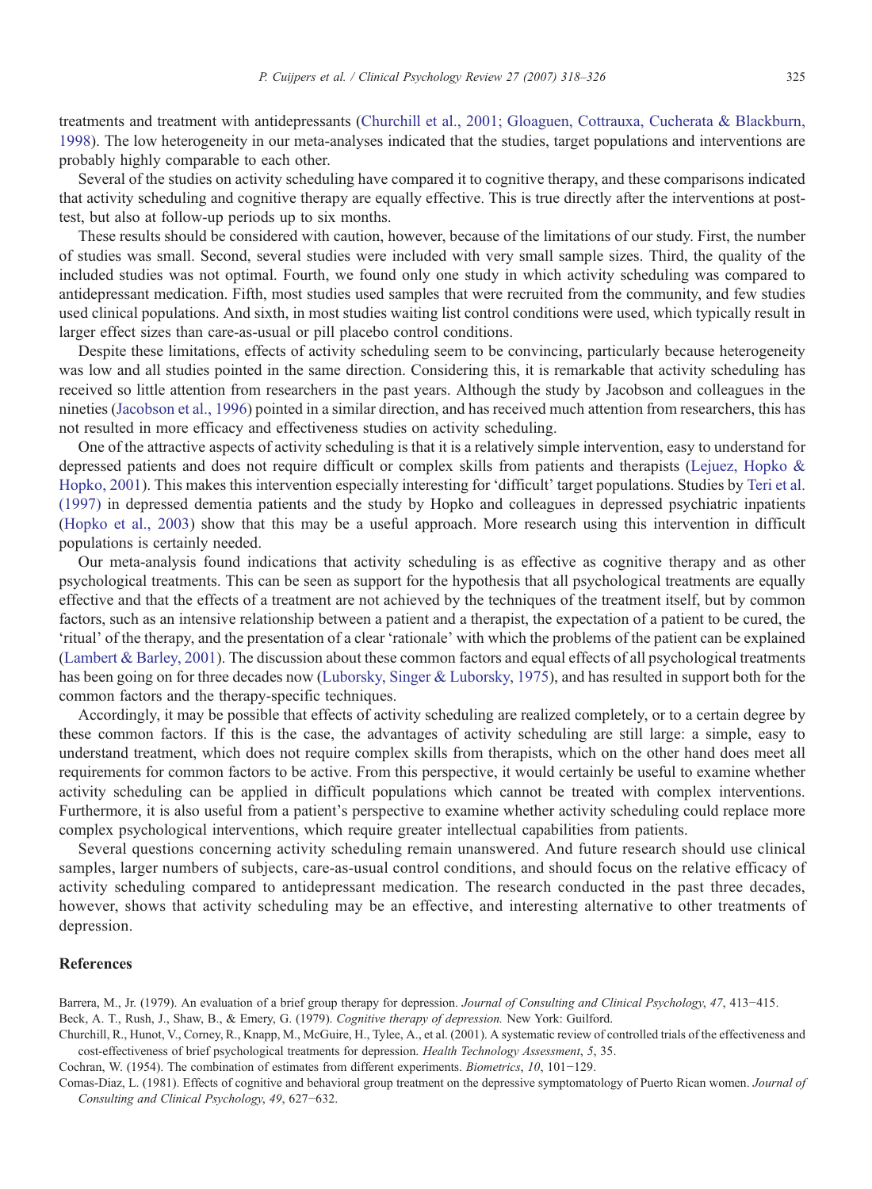treatments and treatment with antidepressants (Churchill et al., 2001; Gloaguen, Cottrauxa, Cucherata & Blackburn, 1998). The low heterogeneity in our meta-analyses indicated that the studies, target populations and interventions are probably highly comparable to each other.

Several of the studies on activity scheduling have compared it to cognitive therapy, and these comparisons indicated that activity scheduling and cognitive therapy are equally effective. This is true directly after the interventions at post-test, but also at follow-up periods up to six months.

These results should be considered with caution, however, because of the limitations of our study. First, the number of studies was small. Second, several studies were included with very small sample sizes. Third, the quality of the included studies was not optimal. Fourth, we found only one study in which activity scheduling was compared to antidepressant medication. Fifth, most studies used samples that were recruited from the community, and few studies used clinical populations. And sixth, in most studies waiting list control conditions were used, which typically result in larger effect sizes than care-as-usual or pill placebo control conditions.

Despite these limitations, effects of activity scheduling seem to be convincing, particularly because heterogeneity was low and all studies pointed in the same direction. Considering this, it is remarkable that activity scheduling has received so little attention from researchers in the past years. Although the study by Jacobson and colleagues in the nineties (Jacobson et al., 1996) pointed in a similar direction, and has received much attention from researchers, this has not resulted in more efficacy and effectiveness studies on activity scheduling.

One of the attractive aspects of activity scheduling is that it is a relatively simple intervention, easy to understand for depressed patients and does not require difficult or complex skills from patients and therapists (Lejuez, Hopko & Hopko, 2001). This makes this intervention especially interesting for 'difficult' target populations. Studies by Teri et al. (1997) in depressed dementia patients and the study by Hopko and colleagues in depressed psychiatric inpatients (Hopko et al., 2003) show that this may be a useful approach. More research using this intervention in difficult populations is certainly needed.

Our meta-analysis found indications that activity scheduling is as effective as cognitive therapy and as other psychological treatments. This can be seen as support for the hypothesis that all psychological treatments are equally effective and that the effects of a treatment are not achieved by the techniques of the treatment itself, but by common factors, such as an intensive relationship between a patient and a therapist, the expectation of a patient to be cured, the 'ritual' of the therapy, and the presentation of a clear 'rationale' with which the problems of the patient can be explained (Lambert & Barley, 2001). The discussion about these common factors and equal effects of all psychological treatments has been going on for three decades now (Luborsky, Singer & Luborsky, 1975), and has resulted in support both for the common factors and the therapy-specific techniques.

Accordingly, it may be possible that effects of activity scheduling are realized completely, or to a certain degree by these common factors. If this is the case, the advantages of activity scheduling are still large: a simple, easy to understand treatment, which does not require complex skills from therapists, which on the other hand does meet all requirements for common factors to be active. From this perspective, it would certainly be useful to examine whether activity scheduling can be applied in difficult populations which cannot be treated with complex interventions. Furthermore, it is also useful from a patient's perspective to examine whether activity scheduling could replace more complex psychological interventions, which require greater intellectual capabilities from patients.

Several questions concerning activity scheduling remain unanswered. And future research should use clinical samples, larger numbers of subjects, care-as-usual control conditions, and should focus on the relative efficacy of activity scheduling compared to antidepressant medication. The research conducted in the past three decades, however, shows that activity scheduling may be an effective, and interesting alternative to other treatments of depression.

## References

Barrera, M., Jr. (1979). An evaluation of a brief group therapy for depression. *Journal of Consulting and Clinical Psychology*, *47*, 413−415.

Beck, A. T., Rush, J., Shaw, B., & Emery, G. (1979). *Cognitive therapy of depression.* New York: Guilford.

Churchill, R., Hunot, V., Corney, R., Knapp, M., McGuire, H., Tylee, A., et al. (2001). A systematic review of controlled trials of the effectiveness and cost-effectiveness of brief psychological treatments for depression. *Health Technology Assessment*, *5*, 35.

Cochran, W. (1954). The combination of estimates from different experiments. *Biometrics*, *10*, 101−129.

Comas-Diaz, L. (1981). Effects of cognitive and behavioral group treatment on the depressive symptomatology of Puerto Rican women. *Journal of Consulting and Clinical Psychology*, *49*, 627−632.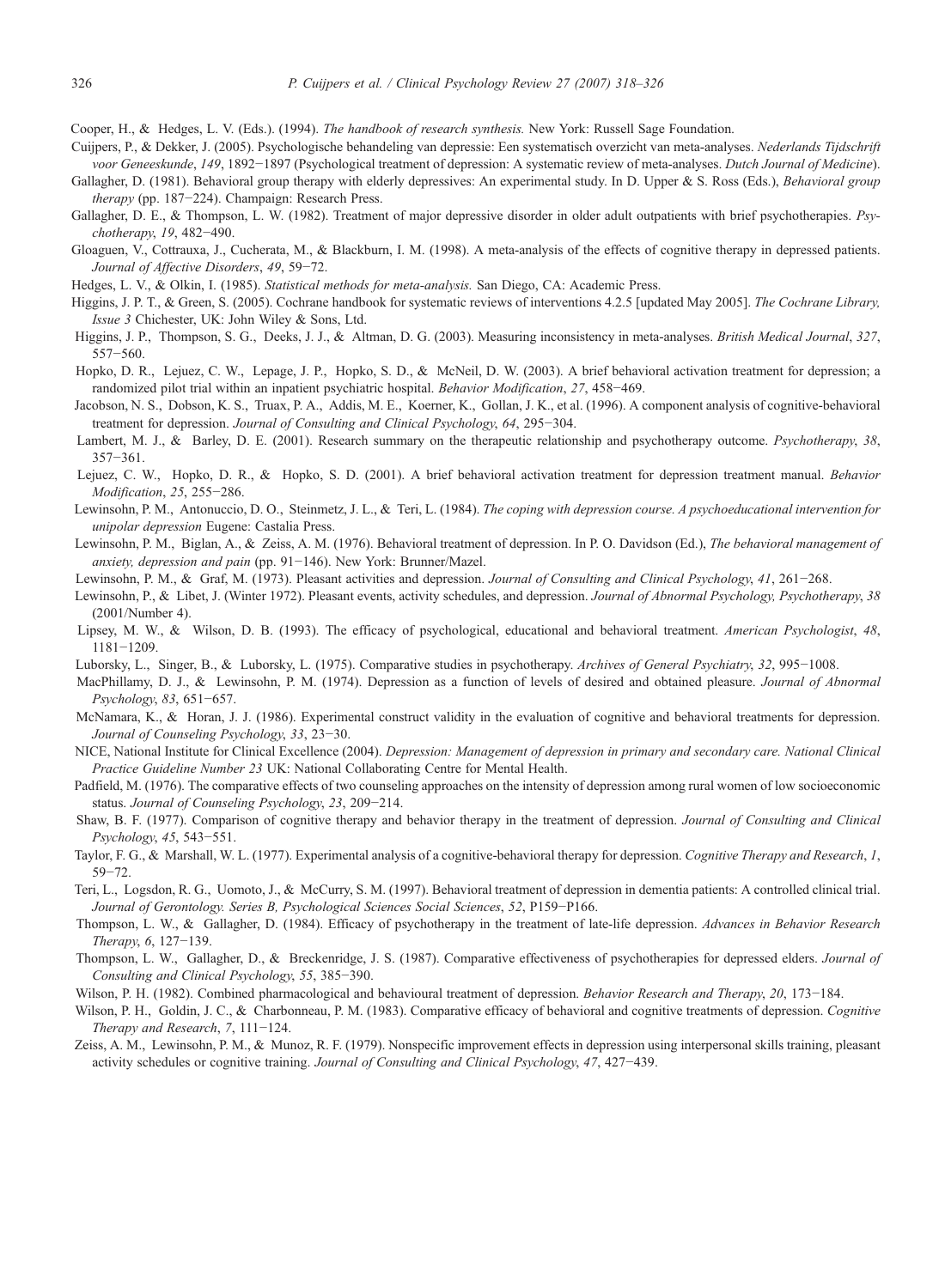Cooper, H., & Hedges, L. V. (Eds.). (1994). *The handbook of research synthesis.* New York: Russell Sage Foundation.

Cuijpers, P., & Dekker, J. (2005). Psychologische behandeling van depressie: Een systematisch overzicht van meta-analyses. *Nederlands Tijdschrift voor Geneeskunde*, *149*, 1892−1897 (Psychological treatment of depression: A systematic review of meta-analyses. *Dutch Journal of Medicine*).

Gallagher, D. (1981). Behavioral group therapy with elderly depressives: An experimental study. In D. Upper & S. Ross (Eds.), *Behavioral group therapy* (pp. 187−224). Champaign: Research Press.

Gallagher, D. E., & Thompson, L. W. (1982). Treatment of major depressive disorder in older adult outpatients with brief psychotherapies. *Psychotherapy*, *19*, 482−490.

Gloaguen, V., Cottrauxa, J., Cucherata, M., & Blackburn, I. M. (1998). A meta-analysis of the effects of cognitive therapy in depressed patients. *Journal of Affective Disorders*, *49*, 59−72.

Hedges, L. V., & Olkin, I. (1985). *Statistical methods for meta-analysis.* San Diego, CA: Academic Press.

Higgins, J. P. T., & Green, S. (2005). Cochrane handbook for systematic reviews of interventions 4.2.5 [updated May 2005]. *The Cochrane Library, Issue 3* Chichester, UK: John Wiley & Sons, Ltd.

Higgins, J. P., Thompson, S. G., Deeks, J. J., & Altman, D. G. (2003). Measuring inconsistency in meta-analyses. *British Medical Journal*, *327*, 557−560.

Hopko, D. R., Lejuez, C. W., Lepage, J. P., Hopko, S. D., & McNeil, D. W. (2003). A brief behavioral activation treatment for depression; a randomized pilot trial within an inpatient psychiatric hospital. *Behavior Modification*, *27*, 458−469.

Jacobson, N. S., Dobson, K. S., Truax, P. A., Addis, M. E., Koerner, K., Gollan, J. K., et al. (1996). A component analysis of cognitive-behavioral treatment for depression. *Journal of Consulting and Clinical Psychology*, *64*, 295−304.

Lambert, M. J., & Barley, D. E. (2001). Research summary on the therapeutic relationship and psychotherapy outcome. *Psychotherapy*, *38*, 357−361.

Lejuez, C. W., Hopko, D. R., & Hopko, S. D. (2001). A brief behavioral activation treatment for depression treatment manual. *Behavior Modification*, *25*, 255−286.

Lewinsohn, P. M., Antonuccio, D. O., Steinmetz, J. L., & Teri, L. (1984). *The coping with depression course. A psychoeducational intervention for unipolar depression* Eugene: Castalia Press.

Lewinsohn, P. M., Biglan, A., & Zeiss, A. M. (1976). Behavioral treatment of depression. In P. O. Davidson (Ed.), *The behavioral management of anxiety, depression and pain* (pp. 91−146). New York: Brunner/Mazel.

Lewinsohn, P. M., & Graf, M. (1973). Pleasant activities and depression. *Journal of Consulting and Clinical Psychology*, *41*, 261−268.

Lewinsohn, P., & Libet, J. (Winter 1972). Pleasant events, activity schedules, and depression. *Journal of Abnormal Psychology, Psychotherapy*, *38* (2001/Number 4).

Lipsey, M. W., & Wilson, D. B. (1993). The efficacy of psychological, educational and behavioral treatment. *American Psychologist*, *48*, 1181−1209.

Luborsky, L., Singer, B., & Luborsky, L. (1975). Comparative studies in psychotherapy. *Archives of General Psychiatry*, *32*, 995−1008.

MacPhillamy, D. J., & Lewinsohn, P. M. (1974). Depression as a function of levels of desired and obtained pleasure. *Journal of Abnormal Psychology*, *83*, 651−657.

McNamara, K., & Horan, J. J. (1986). Experimental construct validity in the evaluation of cognitive and behavioral treatments for depression. *Journal of Counseling Psychology*, *33*, 23−30.

NICE, National Institute for Clinical Excellence (2004). *Depression: Management of depression in primary and secondary care. National Clinical Practice Guideline Number 23* UK: National Collaborating Centre for Mental Health.

Padfield, M. (1976). The comparative effects of two counseling approaches on the intensity of depression among rural women of low socioeconomic status. *Journal of Counseling Psychology*, *23*, 209−214.

Shaw, B. F. (1977). Comparison of cognitive therapy and behavior therapy in the treatment of depression. *Journal of Consulting and Clinical Psychology*, *45*, 543−551.

Taylor, F. G., & Marshall, W. L. (1977). Experimental analysis of a cognitive-behavioral therapy for depression. *Cognitive Therapy and Research*, *1*, 59−72.

Teri, L., Logsdon, R. G., Uomoto, J., & McCurry, S. M. (1997). Behavioral treatment of depression in dementia patients: A controlled clinical trial. *Journal of Gerontology. Series B, Psychological Sciences Social Sciences*, *52*, P159−P166.

Thompson, L. W., & Gallagher, D. (1984). Efficacy of psychotherapy in the treatment of late-life depression. *Advances in Behavior Research Therapy*, *6*, 127−139.

Thompson, L. W., Gallagher, D., & Breckenridge, J. S. (1987). Comparative effectiveness of psychotherapies for depressed elders. *Journal of Consulting and Clinical Psychology*, *55*, 385−390.

Wilson, P. H. (1982). Combined pharmacological and behavioural treatment of depression. *Behavior Research and Therapy*, *20*, 173−184.

Wilson, P. H., Goldin, J. C., & Charbonneau, P. M. (1983). Comparative efficacy of behavioral and cognitive treatments of depression. *Cognitive Therapy and Research*, *7*, 111−124.

Zeiss, A. M., Lewinsohn, P. M., & Munoz, R. F. (1979). Nonspecific improvement effects in depression using interpersonal skills training, pleasant activity schedules or cognitive training. *Journal of Consulting and Clinical Psychology*, *47*, 427−439.